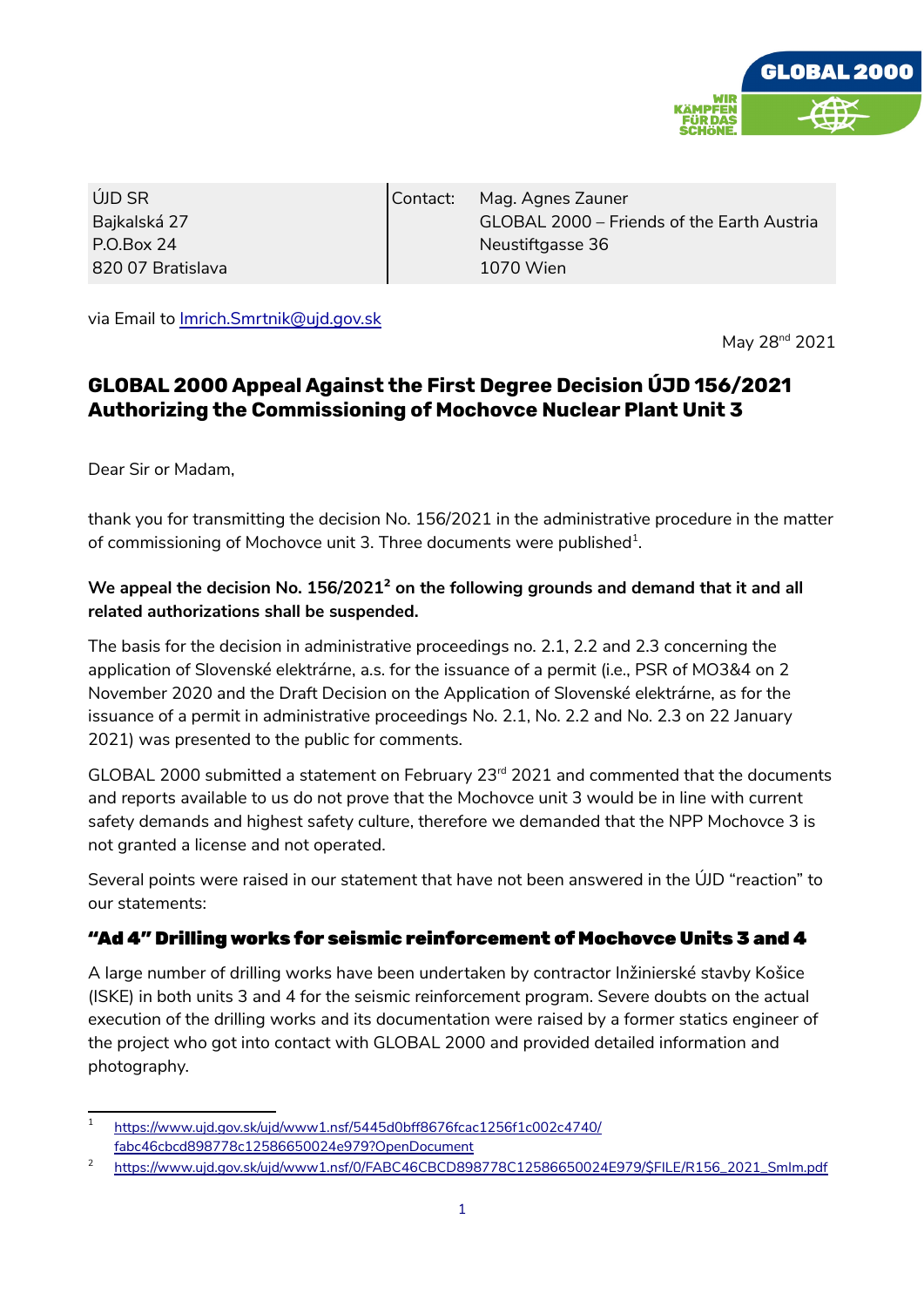| ÚJD SR<br>Bajkalská 27<br>P.O.Box 24<br>820 07 Bratislava | Contact: | Mag. Agnes Zauner<br>GLOBAL 2000 – Friends of the Earth Austria<br>Neustiftgasse 36<br>1070 Wien |
| --- | --- | --- |

via Email to Imrich.Smrtnik@ujd.gov.sk

May 28nd 2021

# GLOBAL 2000 Appeal Against the First Degree Decision ÚJD 156/2021 Authorizing the Commissioning of Mochovce Nuclear Plant Unit 3

Dear Sir or Madam,

thank you for transmitting the decision No. 156/2021 in the administrative procedure in the matter of commissioning of Mochovce unit 3. Three documents were published[1].

**We appeal the decision No. 156/2021[2] on the following grounds and demand that it and all related authorizations shall be suspended.**

The basis for the decision in administrative proceedings no. 2.1, 2.2 and 2.3 concerning the application of Slovenské elektrárne, a.s. for the issuance of a permit (i.e., PSR of MO3&4 on 2 November 2020 and the Draft Decision on the Application of Slovenské elektrárne, as for the issuance of a permit in administrative proceedings No. 2.1, No. 2.2 and No. 2.3 on 22 January 2021) was presented to the public for comments.

GLOBAL 2000 submitted a statement on February 23rd 2021 and commented that the documents and reports available to us do not prove that the Mochovce unit 3 would be in line with current safety demands and highest safety culture, therefore we demanded that the NPP Mochovce 3 is not granted a license and not operated.

Several points were raised in our statement that have not been answered in the ÚJD "reaction" to our statements:

## "Ad 4" Drilling works for seismic reinforcement of Mochovce Units 3 and 4

A large number of drilling works have been undertaken by contractor Inžinierské stavby Košice (ISKE) in both units 3 and 4 for the seismic reinforcement program. Severe doubts on the actual execution of the drilling works and its documentation were raised by a former statics engineer of the project who got into contact with GLOBAL 2000 and provided detailed information and photography.

---

[1] https://www.ujd.gov.sk/ujd/www1.nsf/5445d0bff8676fcac1256f1c002c4740/fabc46cbcd898778c12586650024e979?OpenDocument

[2] https://www.ujd.gov.sk/ujd/www1.nsf/0/FABC46CBCD898778C12586650024E979/$FILE/R156_2021_SmIm.pdf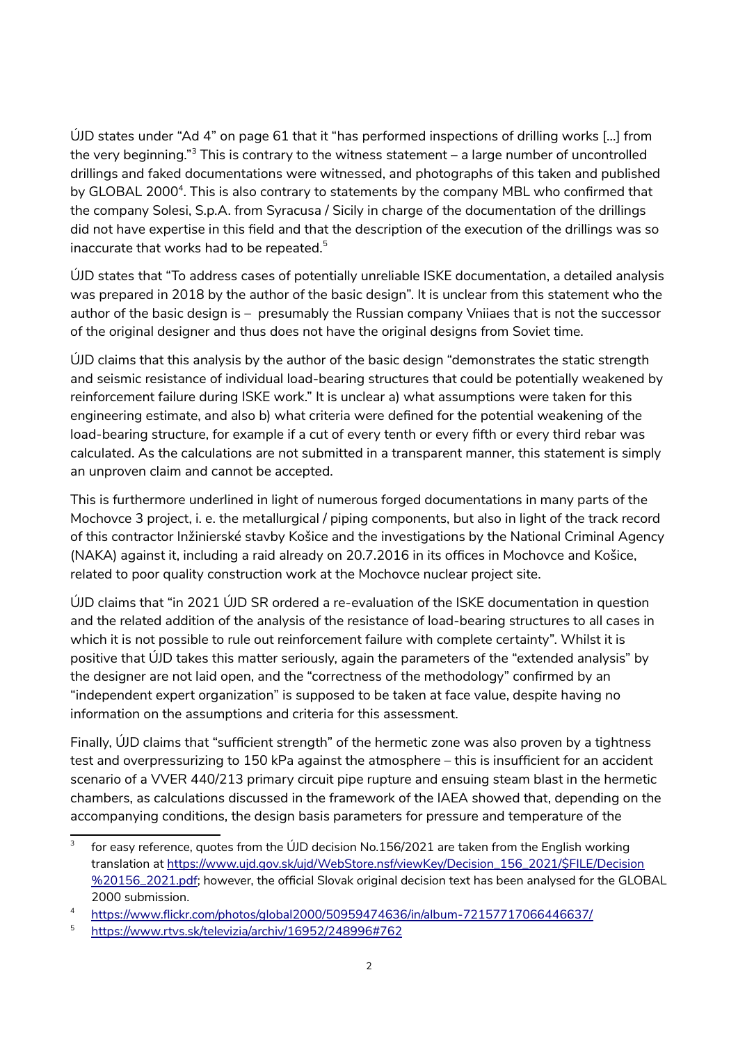ÚJD states under "Ad 4" on page 61 that it "has performed inspections of drilling works [...] from the very beginning."[3] This is contrary to the witness statement – a large number of uncontrolled drillings and faked documentations were witnessed, and photographs of this taken and published by GLOBAL 2000[4]. This is also contrary to statements by the company MBL who confirmed that the company Solesi, S.p.A. from Syracusa / Sicily in charge of the documentation of the drillings did not have expertise in this field and that the description of the execution of the drillings was so inaccurate that works had to be repeated.[5]

ÚJD states that "To address cases of potentially unreliable ISKE documentation, a detailed analysis was prepared in 2018 by the author of the basic design". It is unclear from this statement who the author of the basic design is – presumably the Russian company Vniiaes that is not the successor of the original designer and thus does not have the original designs from Soviet time.

ÚJD claims that this analysis by the author of the basic design "demonstrates the static strength and seismic resistance of individual load-bearing structures that could be potentially weakened by reinforcement failure during ISKE work." It is unclear a) what assumptions were taken for this engineering estimate, and also b) what criteria were defined for the potential weakening of the load-bearing structure, for example if a cut of every tenth or every fifth or every third rebar was calculated. As the calculations are not submitted in a transparent manner, this statement is simply an unproven claim and cannot be accepted.

This is furthermore underlined in light of numerous forged documentations in many parts of the Mochovce 3 project, i. e. the metallurgical / piping components, but also in light of the track record of this contractor Inžinierské stavby Košice and the investigations by the National Criminal Agency (NAKA) against it, including a raid already on 20.7.2016 in its offices in Mochovce and Košice, related to poor quality construction work at the Mochovce nuclear project site.

ÚJD claims that "in 2021 ÚJD SR ordered a re-evaluation of the ISKE documentation in question and the related addition of the analysis of the resistance of load-bearing structures to all cases in which it is not possible to rule out reinforcement failure with complete certainty". Whilst it is positive that ÚJD takes this matter seriously, again the parameters of the "extended analysis" by the designer are not laid open, and the "correctness of the methodology" confirmed by an "independent expert organization" is supposed to be taken at face value, despite having no information on the assumptions and criteria for this assessment.

Finally, ÚJD claims that "sufficient strength" of the hermetic zone was also proven by a tightness test and overpressurizing to 150 kPa against the atmosphere – this is insufficient for an accident scenario of a VVER 440/213 primary circuit pipe rupture and ensuing steam blast in the hermetic chambers, as calculations discussed in the framework of the IAEA showed that, depending on the accompanying conditions, the design basis parameters for pressure and temperature of the

---

[3] for easy reference, quotes from the ÚJD decision No.156/2021 are taken from the English working translation at https://www.ujd.gov.sk/ujd/WebStore.nsf/viewKey/Decision_156_2021/$FILE/Decision%20156_2021.pdf; however, the official Slovak original decision text has been analysed for the GLOBAL 2000 submission.

[4] https://www.flickr.com/photos/global2000/50959474636/in/album-72157717066446637/

[5] https://www.rtvs.sk/televizia/archiv/16952/248996#762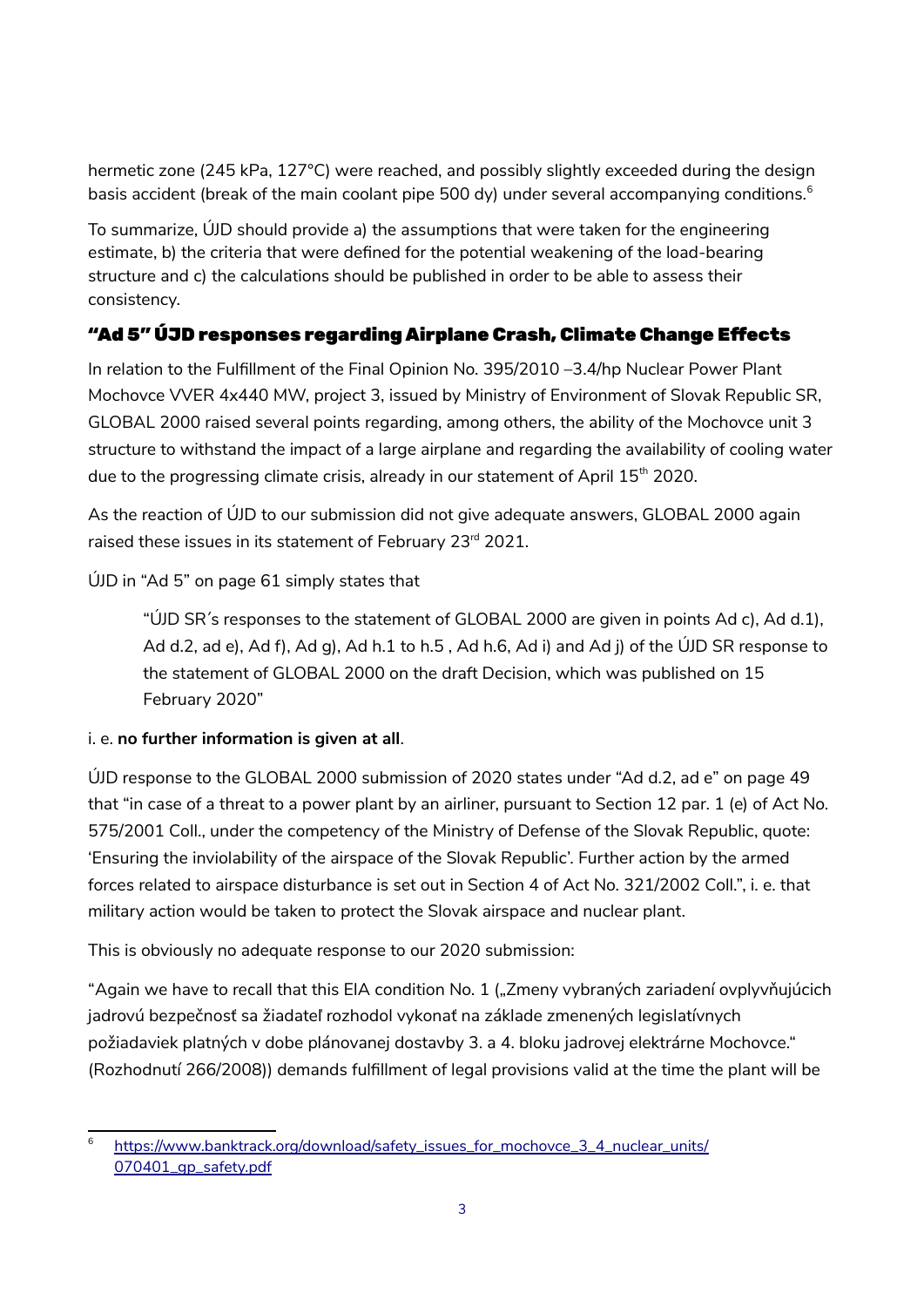hermetic zone (245 kPa, 127°C) were reached, and possibly slightly exceeded during the design basis accident (break of the main coolant pipe 500 dy) under several accompanying conditions.[6]

To summarize, ÚJD should provide a) the assumptions that were taken for the engineering estimate, b) the criteria that were defined for the potential weakening of the load-bearing structure and c) the calculations should be published in order to be able to assess their consistency.

## "Ad 5" ÚJD responses regarding Airplane Crash, Climate Change Effects

In relation to the Fulfillment of the Final Opinion No. 395/2010 –3.4/hp Nuclear Power Plant Mochovce VVER 4x440 MW, project 3, issued by Ministry of Environment of Slovak Republic SR, GLOBAL 2000 raised several points regarding, among others, the ability of the Mochovce unit 3 structure to withstand the impact of a large airplane and regarding the availability of cooling water due to the progressing climate crisis, already in our statement of April 15th 2020.

As the reaction of ÚJD to our submission did not give adequate answers, GLOBAL 2000 again raised these issues in its statement of February 23rd 2021.

ÚJD in "Ad 5" on page 61 simply states that

> "ÚJD SR´s responses to the statement of GLOBAL 2000 are given in points Ad c), Ad d.1), Ad d.2, ad e), Ad f), Ad g), Ad h.1 to h.5 , Ad h.6, Ad i) and Ad j) of the ÚJD SR response to the statement of GLOBAL 2000 on the draft Decision, which was published on 15 February 2020"

i. e. **no further information is given at all**.

ÚJD response to the GLOBAL 2000 submission of 2020 states under "Ad d.2, ad e" on page 49 that "in case of a threat to a power plant by an airliner, pursuant to Section 12 par. 1 (e) of Act No. 575/2001 Coll., under the competency of the Ministry of Defense of the Slovak Republic, quote: 'Ensuring the inviolability of the airspace of the Slovak Republic'. Further action by the armed forces related to airspace disturbance is set out in Section 4 of Act No. 321/2002 Coll.", i. e. that military action would be taken to protect the Slovak airspace and nuclear plant.

This is obviously no adequate response to our 2020 submission:

"Again we have to recall that this EIA condition No. 1 („Zmeny vybraných zariadení ovplyvňujúcich jadrovú bezpečnosť sa žiadateľ rozhodol vykonať na základe zmenených legislatívnych požiadaviek platných v dobe plánovanej dostavby 3. a 4. bloku jadrovej elektrárne Mochovce." (Rozhodnutí 266/2008)) demands fulfillment of legal provisions valid at the time the plant will be

---

[6] https://www.banktrack.org/download/safety_issues_for_mochovce_3_4_nuclear_units/070401_gp_safety.pdf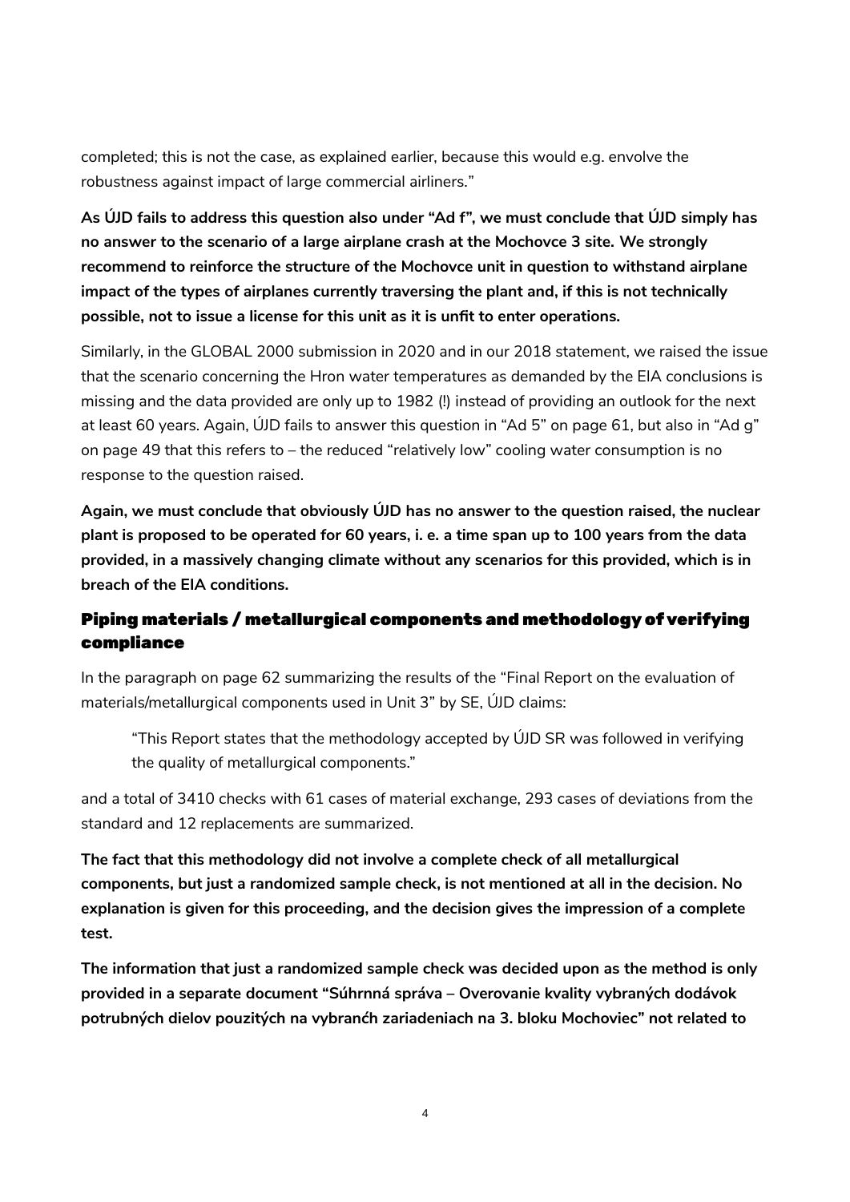completed; this is not the case, as explained earlier, because this would e.g. envolve the robustness against impact of large commercial airliners."

**As ÚJD fails to address this question also under "Ad f", we must conclude that ÚJD simply has no answer to the scenario of a large airplane crash at the Mochovce 3 site. We strongly recommend to reinforce the structure of the Mochovce unit in question to withstand airplane impact of the types of airplanes currently traversing the plant and, if this is not technically possible, not to issue a license for this unit as it is unfit to enter operations.**

Similarly, in the GLOBAL 2000 submission in 2020 and in our 2018 statement, we raised the issue that the scenario concerning the Hron water temperatures as demanded by the EIA conclusions is missing and the data provided are only up to 1982 (!) instead of providing an outlook for the next at least 60 years. Again, ÚJD fails to answer this question in "Ad 5" on page 61, but also in "Ad g" on page 49 that this refers to – the reduced "relatively low" cooling water consumption is no response to the question raised.

**Again, we must conclude that obviously ÚJD has no answer to the question raised, the nuclear plant is proposed to be operated for 60 years, i. e. a time span up to 100 years from the data provided, in a massively changing climate without any scenarios for this provided, which is in breach of the EIA conditions.**

## Piping materials / metallurgical components and methodology of verifying compliance

In the paragraph on page 62 summarizing the results of the "Final Report on the evaluation of materials/metallurgical components used in Unit 3" by SE, ÚJD claims:

> "This Report states that the methodology accepted by ÚJD SR was followed in verifying the quality of metallurgical components."

and a total of 3410 checks with 61 cases of material exchange, 293 cases of deviations from the standard and 12 replacements are summarized.

**The fact that this methodology did not involve a complete check of all metallurgical components, but just a randomized sample check, is not mentioned at all in the decision. No explanation is given for this proceeding, and the decision gives the impression of a complete test.**

**The information that just a randomized sample check was decided upon as the method is only provided in a separate document "Súhrnná správa – Overovanie kvality vybraných dodávok potrubných dielov pouzitých na vybranćh zariadeniach na 3. bloku Mochoviec" not related to**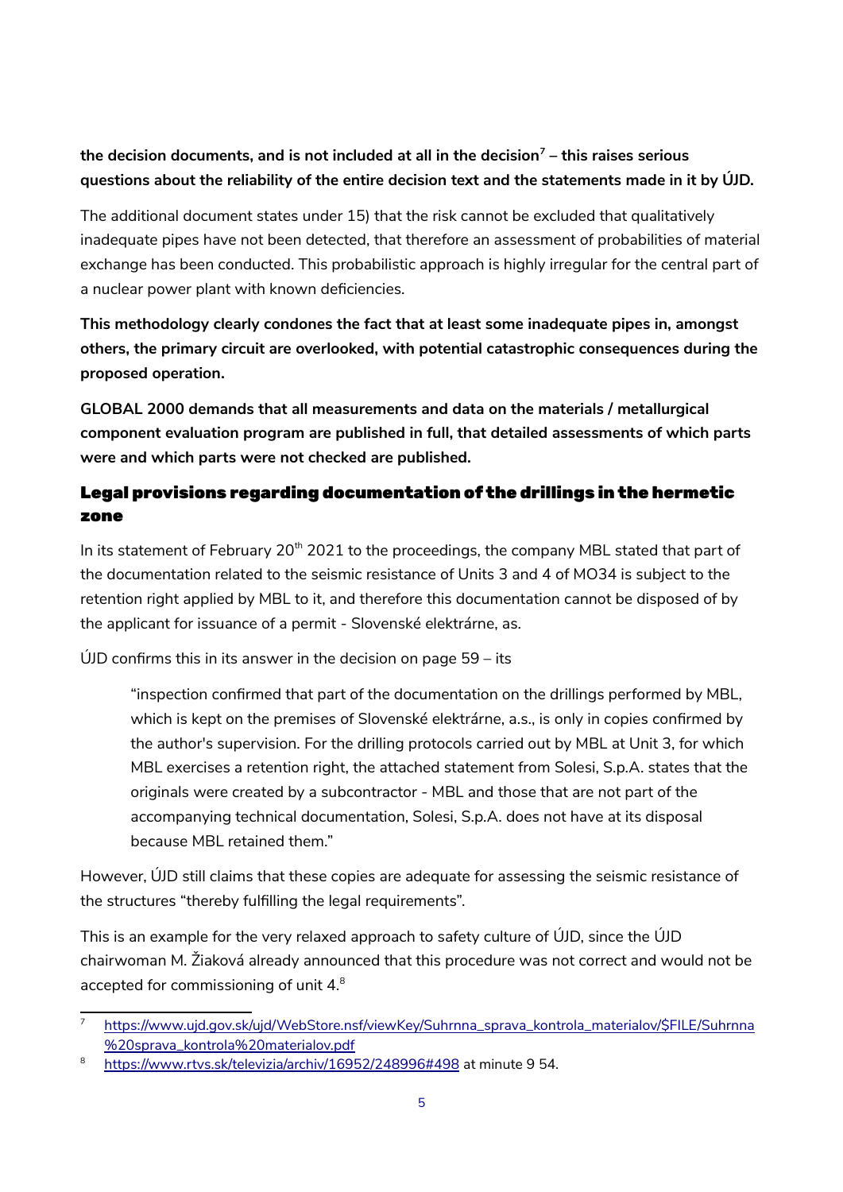**the decision documents, and is not included at all in the decision[7] – this raises serious questions about the reliability of the entire decision text and the statements made in it by ÚJD.**

The additional document states under 15) that the risk cannot be excluded that qualitatively inadequate pipes have not been detected, that therefore an assessment of probabilities of material exchange has been conducted. This probabilistic approach is highly irregular for the central part of a nuclear power plant with known deficiencies.

**This methodology clearly condones the fact that at least some inadequate pipes in, amongst others, the primary circuit are overlooked, with potential catastrophic consequences during the proposed operation.**

**GLOBAL 2000 demands that all measurements and data on the materials / metallurgical component evaluation program are published in full, that detailed assessments of which parts were and which parts were not checked are published.**

## Legal provisions regarding documentation of the drillings in the hermetic zone

In its statement of February 20th 2021 to the proceedings, the company MBL stated that part of the documentation related to the seismic resistance of Units 3 and 4 of MO34 is subject to the retention right applied by MBL to it, and therefore this documentation cannot be disposed of by the applicant for issuance of a permit - Slovenské elektrárne, as.

ÚJD confirms this in its answer in the decision on page 59 – its

> "inspection confirmed that part of the documentation on the drillings performed by MBL, which is kept on the premises of Slovenské elektrárne, a.s., is only in copies confirmed by the author's supervision. For the drilling protocols carried out by MBL at Unit 3, for which MBL exercises a retention right, the attached statement from Solesi, S.p.A. states that the originals were created by a subcontractor - MBL and those that are not part of the accompanying technical documentation, Solesi, S.p.A. does not have at its disposal because MBL retained them."

However, ÚJD still claims that these copies are adequate for assessing the seismic resistance of the structures "thereby fulfilling the legal requirements".

This is an example for the very relaxed approach to safety culture of ÚJD, since the ÚJD chairwoman M. Žiaková already announced that this procedure was not correct and would not be accepted for commissioning of unit 4.[8]

---

[7] https://www.ujd.gov.sk/ujd/WebStore.nsf/viewKey/Suhrnna_sprava_kontrola_materialov/$FILE/Suhrnna%20sprava_kontrola%20materialov.pdf

[8] https://www.rtvs.sk/televizia/archiv/16952/248996#498 at minute 9 54.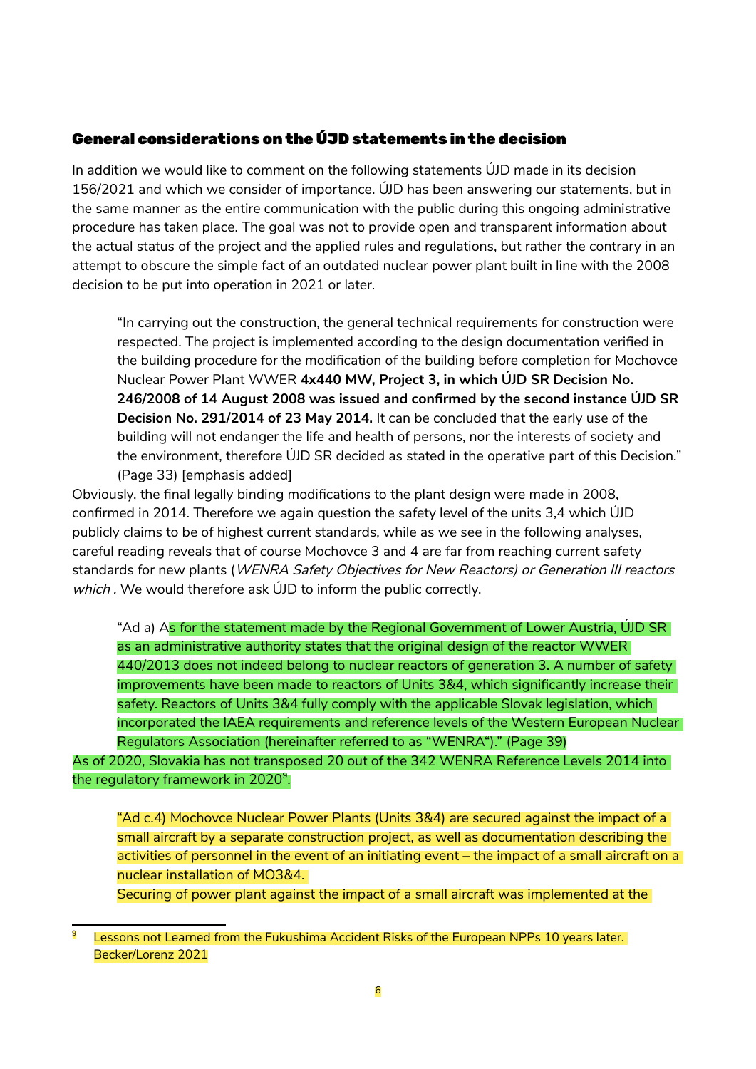## General considerations on the ÚJD statements in the decision

In addition we would like to comment on the following statements ÚJD made in its decision 156/2021 and which we consider of importance. ÚJD has been answering our statements, but in the same manner as the entire communication with the public during this ongoing administrative procedure has taken place. The goal was not to provide open and transparent information about the actual status of the project and the applied rules and regulations, but rather the contrary in an attempt to obscure the simple fact of an outdated nuclear power plant built in line with the 2008 decision to be put into operation in 2021 or later.

> "In carrying out the construction, the general technical requirements for construction were respected. The project is implemented according to the design documentation verified in the building procedure for the modification of the building before completion for Mochovce Nuclear Power Plant WWER **4x440 MW, Project 3, in which ÚJD SR Decision No. 246/2008 of 14 August 2008 was issued and confirmed by the second instance ÚJD SR Decision No. 291/2014 of 23 May 2014.** It can be concluded that the early use of the building will not endanger the life and health of persons, nor the interests of society and the environment, therefore ÚJD SR decided as stated in the operative part of this Decision." (Page 33) [emphasis added]

Obviously, the final legally binding modifications to the plant design were made in 2008, confirmed in 2014. Therefore we again question the safety level of the units 3,4 which ÚJD publicly claims to be of highest current standards, while as we see in the following analyses, careful reading reveals that of course Mochovce 3 and 4 are far from reaching current safety standards for new plants (*WENRA Safety Objectives for New Reactors) or Generation III reactors which* . We would therefore ask ÚJD to inform the public correctly.

> "Ad a) As for the statement made by the Regional Government of Lower Austria, ÚJD SR as an administrative authority states that the original design of the reactor WWER 440/2013 does not indeed belong to nuclear reactors of generation 3. A number of safety improvements have been made to reactors of Units 3&4, which significantly increase their safety. Reactors of Units 3&4 fully comply with the applicable Slovak legislation, which incorporated the IAEA requirements and reference levels of the Western European Nuclear Regulators Association (hereinafter referred to as "WENRA")." (Page 39)

As of 2020, Slovakia has not transposed 20 out of the 342 WENRA Reference Levels 2014 into the regulatory framework in 2020[9].

> "Ad c.4) Mochovce Nuclear Power Plants (Units 3&4) are secured against the impact of a small aircraft by a separate construction project, as well as documentation describing the activities of personnel in the event of an initiating event – the impact of a small aircraft on a nuclear installation of MO3&4.
>
> Securing of power plant against the impact of a small aircraft was implemented at the

[9] Lessons not Learned from the Fukushima Accident Risks of the European NPPs 10 years later. Becker/Lorenz 2021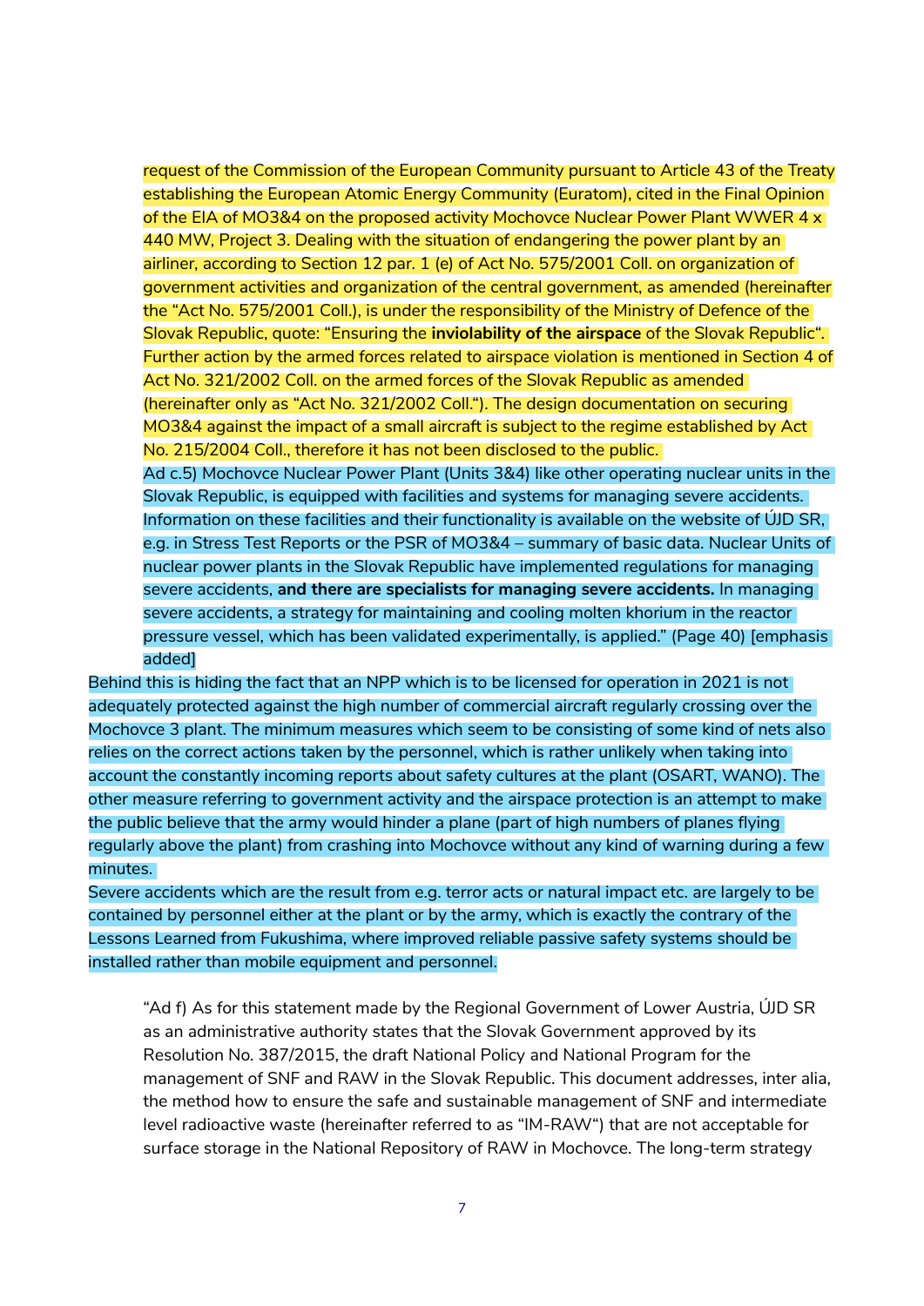> request of the Commission of the European Community pursuant to Article 43 of the Treaty establishing the European Atomic Energy Community (Euratom), cited in the Final Opinion of the EIA of MO3&4 on the proposed activity Mochovce Nuclear Power Plant WWER 4 x 440 MW, Project 3. Dealing with the situation of endangering the power plant by an airliner, according to Section 12 par. 1 (e) of Act No. 575/2001 Coll. on organization of government activities and organization of the central government, as amended (hereinafter the "Act No. 575/2001 Coll.), is under the responsibility of the Ministry of Defence of the Slovak Republic, quote: "Ensuring the **inviolability of the airspace** of the Slovak Republic". Further action by the armed forces related to airspace violation is mentioned in Section 4 of Act No. 321/2002 Coll. on the armed forces of the Slovak Republic as amended (hereinafter only as "Act No. 321/2002 Coll."). The design documentation on securing MO3&4 against the impact of a small aircraft is subject to the regime established by Act No. 215/2004 Coll., therefore it has not been disclosed to the public.
>
> Ad c.5) Mochovce Nuclear Power Plant (Units 3&4) like other operating nuclear units in the Slovak Republic, is equipped with facilities and systems for managing severe accidents. Information on these facilities and their functionality is available on the website of ÚJD SR, e.g. in Stress Test Reports or the PSR of MO3&4 – summary of basic data. Nuclear Units of nuclear power plants in the Slovak Republic have implemented regulations for managing severe accidents, **and there are specialists for managing severe accidents.** In managing severe accidents, a strategy for maintaining and cooling molten khorium in the reactor pressure vessel, which has been validated experimentally, is applied." (Page 40) [emphasis added]

Behind this is hiding the fact that an NPP which is to be licensed for operation in 2021 is not adequately protected against the high number of commercial aircraft regularly crossing over the Mochovce 3 plant. The minimum measures which seem to be consisting of some kind of nets also relies on the correct actions taken by the personnel, which is rather unlikely when taking into account the constantly incoming reports about safety cultures at the plant (OSART, WANO). The other measure referring to government activity and the airspace protection is an attempt to make the public believe that the army would hinder a plane (part of high numbers of planes flying regularly above the plant) from crashing into Mochovce without any kind of warning during a few minutes.

Severe accidents which are the result from e.g. terror acts or natural impact etc. are largely to be contained by personnel either at the plant or by the army, which is exactly the contrary of the Lessons Learned from Fukushima, where improved reliable passive safety systems should be installed rather than mobile equipment and personnel.

> "Ad f) As for this statement made by the Regional Government of Lower Austria, ÚJD SR as an administrative authority states that the Slovak Government approved by its Resolution No. 387/2015, the draft National Policy and National Program for the management of SNF and RAW in the Slovak Republic. This document addresses, inter alia, the method how to ensure the safe and sustainable management of SNF and intermediate level radioactive waste (hereinafter referred to as "IM-RAW") that are not acceptable for surface storage in the National Repository of RAW in Mochovce. The long-term strategy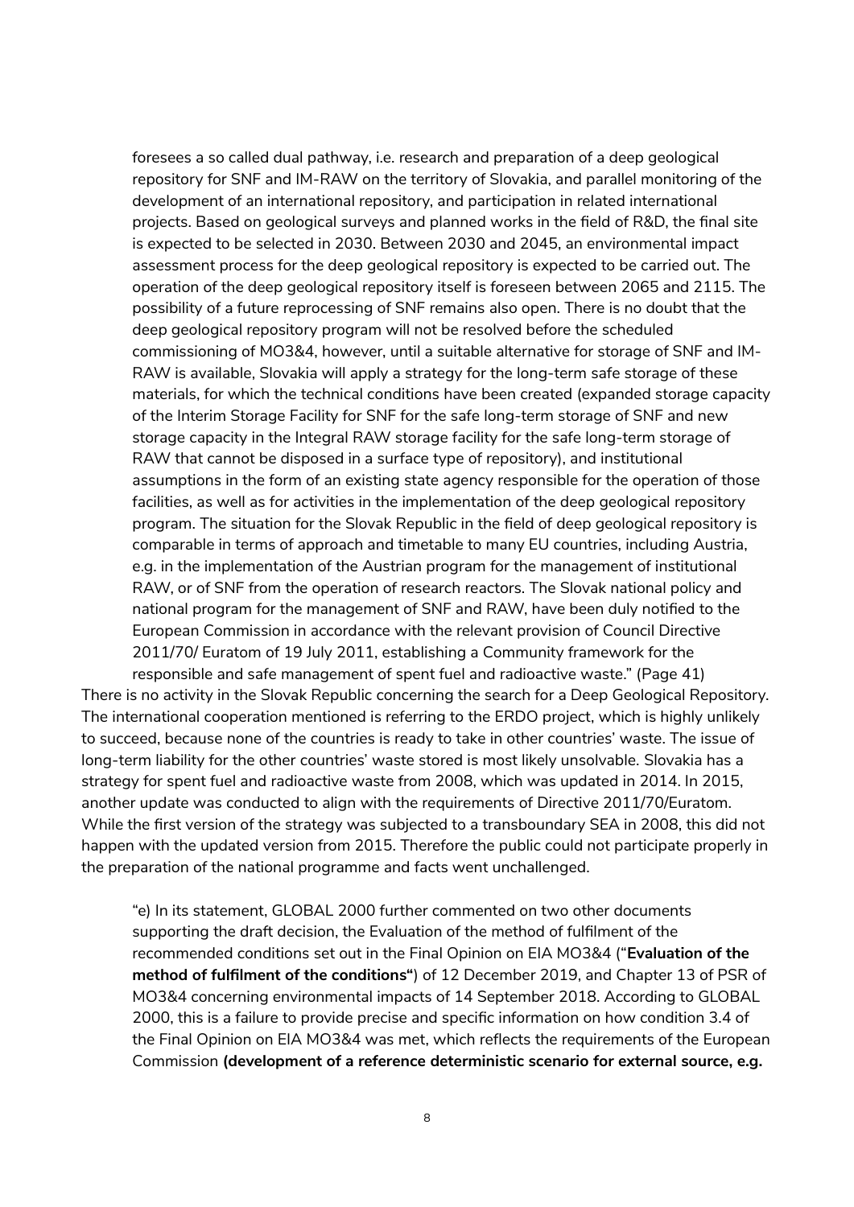> foresees a so called dual pathway, i.e. research and preparation of a deep geological repository for SNF and IM-RAW on the territory of Slovakia, and parallel monitoring of the development of an international repository, and participation in related international projects. Based on geological surveys and planned works in the field of R&D, the final site is expected to be selected in 2030. Between 2030 and 2045, an environmental impact assessment process for the deep geological repository is expected to be carried out. The operation of the deep geological repository itself is foreseen between 2065 and 2115. The possibility of a future reprocessing of SNF remains also open. There is no doubt that the deep geological repository program will not be resolved before the scheduled commissioning of MO3&4, however, until a suitable alternative for storage of SNF and IM-RAW is available, Slovakia will apply a strategy for the long-term safe storage of these materials, for which the technical conditions have been created (expanded storage capacity of the Interim Storage Facility for SNF for the safe long-term storage of SNF and new storage capacity in the Integral RAW storage facility for the safe long-term storage of RAW that cannot be disposed in a surface type of repository), and institutional assumptions in the form of an existing state agency responsible for the operation of those facilities, as well as for activities in the implementation of the deep geological repository program. The situation for the Slovak Republic in the field of deep geological repository is comparable in terms of approach and timetable to many EU countries, including Austria, e.g. in the implementation of the Austrian program for the management of institutional RAW, or of SNF from the operation of research reactors. The Slovak national policy and national program for the management of SNF and RAW, have been duly notified to the European Commission in accordance with the relevant provision of Council Directive 2011/70/ Euratom of 19 July 2011, establishing a Community framework for the responsible and safe management of spent fuel and radioactive waste." (Page 41)

There is no activity in the Slovak Republic concerning the search for a Deep Geological Repository. The international cooperation mentioned is referring to the ERDO project, which is highly unlikely to succeed, because none of the countries is ready to take in other countries' waste. The issue of long-term liability for the other countries' waste stored is most likely unsolvable. Slovakia has a strategy for spent fuel and radioactive waste from 2008, which was updated in 2014. In 2015, another update was conducted to align with the requirements of Directive 2011/70/Euratom. While the first version of the strategy was subjected to a transboundary SEA in 2008, this did not happen with the updated version from 2015. Therefore the public could not participate properly in the preparation of the national programme and facts went unchallenged.

> "e) In its statement, GLOBAL 2000 further commented on two other documents supporting the draft decision, the Evaluation of the method of fulfilment of the recommended conditions set out in the Final Opinion on EIA MO3&4 ("**Evaluation of the method of fulfilment of the conditions"**) of 12 December 2019, and Chapter 13 of PSR of MO3&4 concerning environmental impacts of 14 September 2018. According to GLOBAL 2000, this is a failure to provide precise and specific information on how condition 3.4 of the Final Opinion on EIA MO3&4 was met, which reflects the requirements of the European Commission **(development of a reference deterministic scenario for external source, e.g.**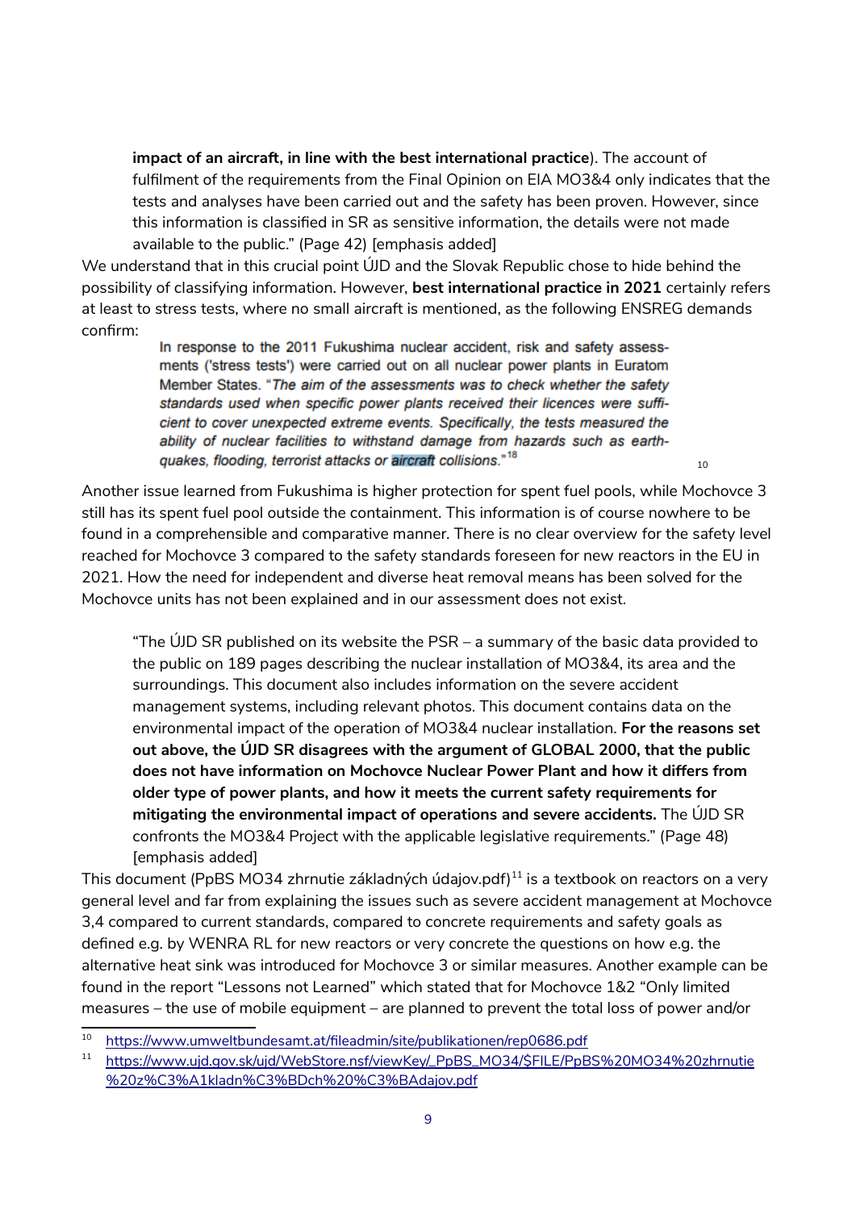> **impact of an aircraft, in line with the best international practice**). The account of fulfilment of the requirements from the Final Opinion on EIA MO3&4 only indicates that the tests and analyses have been carried out and the safety has been proven. However, since this information is classified in SR as sensitive information, the details were not made available to the public." (Page 42) [emphasis added]

We understand that in this crucial point ÚJD and the Slovak Republic chose to hide behind the possibility of classifying information. However, **best international practice in 2021** certainly refers at least to stress tests, where no small aircraft is mentioned, as the following ENSREG demands confirm:

> In response to the 2011 Fukushima nuclear accident, risk and safety assessments ('stress tests') were carried out on all nuclear power plants in Euratom Member States. "*The aim of the assessments was to check whether the safety standards used when specific power plants received their licences were sufficient to cover unexpected extreme events. Specifically, the tests measured the ability of nuclear facilities to withstand damage from hazards such as earthquakes, flooding, terrorist attacks or aircraft collisions.*"[18] [10]

Another issue learned from Fukushima is higher protection for spent fuel pools, while Mochovce 3 still has its spent fuel pool outside the containment. This information is of course nowhere to be found in a comprehensible and comparative manner. There is no clear overview for the safety level reached for Mochovce 3 compared to the safety standards foreseen for new reactors in the EU in 2021. How the need for independent and diverse heat removal means has been solved for the Mochovce units has not been explained and in our assessment does not exist.

> "The ÚJD SR published on its website the PSR – a summary of the basic data provided to the public on 189 pages describing the nuclear installation of MO3&4, its area and the surroundings. This document also includes information on the severe accident management systems, including relevant photos. This document contains data on the environmental impact of the operation of MO3&4 nuclear installation. **For the reasons set out above, the ÚJD SR disagrees with the argument of GLOBAL 2000, that the public does not have information on Mochovce Nuclear Power Plant and how it differs from older type of power plants, and how it meets the current safety requirements for mitigating the environmental impact of operations and severe accidents.** The ÚJD SR confronts the MO3&4 Project with the applicable legislative requirements." (Page 48) [emphasis added]

This document (PpBS MO34 zhrnutie základných údajov.pdf)[11] is a textbook on reactors on a very general level and far from explaining the issues such as severe accident management at Mochovce 3,4 compared to current standards, compared to concrete requirements and safety goals as defined e.g. by WENRA RL for new reactors or very concrete the questions on how e.g. the alternative heat sink was introduced for Mochovce 3 or similar measures. Another example can be found in the report "Lessons not Learned" which stated that for Mochovce 1&2 "Only limited measures – the use of mobile equipment – are planned to prevent the total loss of power and/or

---

[10] https://www.umweltbundesamt.at/fileadmin/site/publikationen/rep0686.pdf

[11] https://www.ujd.gov.sk/ujd/WebStore.nsf/viewKey/_PpBS_MO34/$FILE/PpBS%20MO34%20zhrnutie%20z%C3%A1kladn%C3%BDch%20%C3%BAdajov.pdf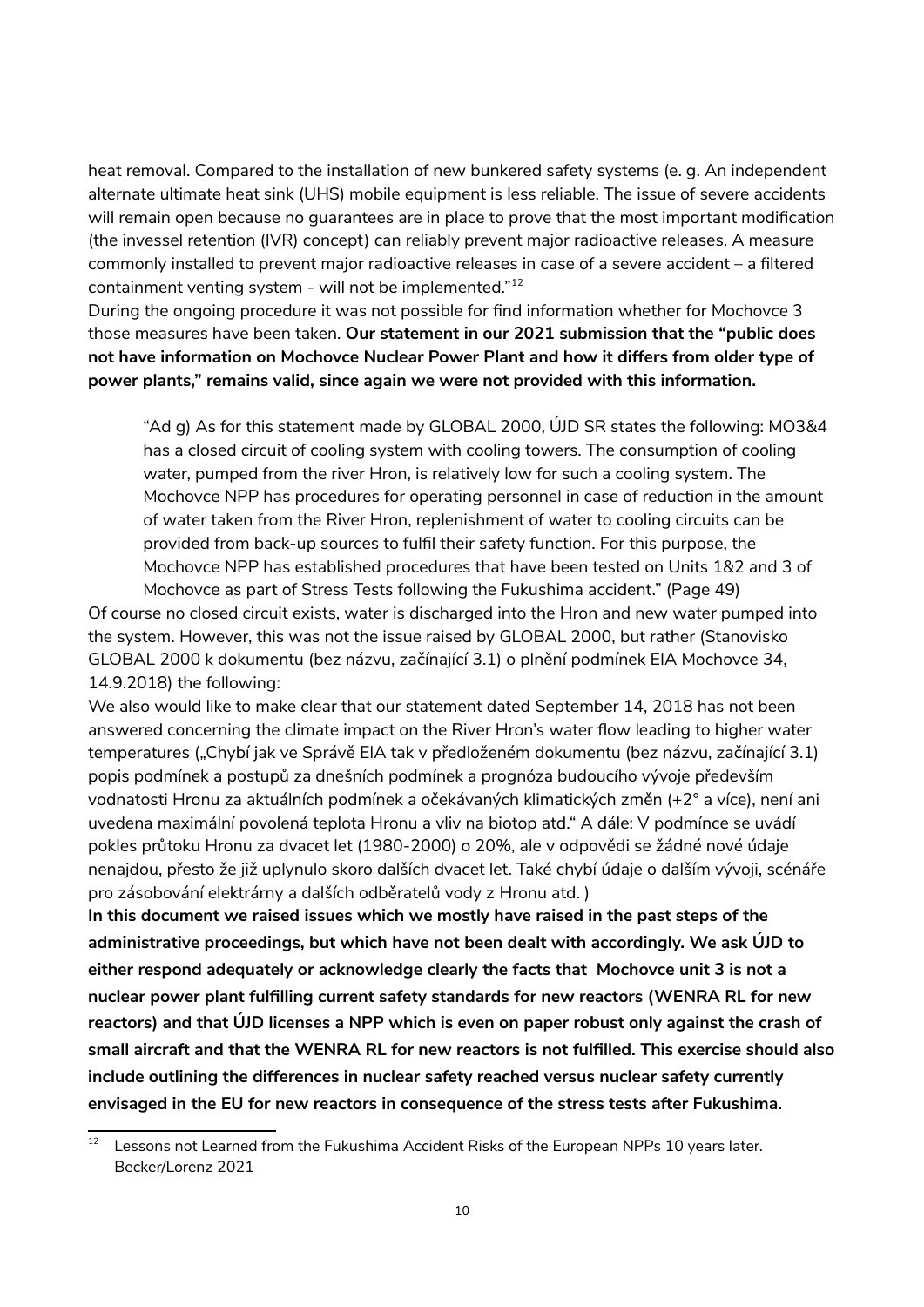heat removal. Compared to the installation of new bunkered safety systems (e. g. An independent alternate ultimate heat sink (UHS) mobile equipment is less reliable. The issue of severe accidents will remain open because no guarantees are in place to prove that the most important modification (the invessel retention (IVR) concept) can reliably prevent major radioactive releases. A measure commonly installed to prevent major radioactive releases in case of a severe accident – a filtered containment venting system - will not be implemented."[12]

During the ongoing procedure it was not possible for find information whether for Mochovce 3 those measures have been taken. **Our statement in our 2021 submission that the "public does not have information on Mochovce Nuclear Power Plant and how it differs from older type of power plants," remains valid, since again we were not provided with this information.**

> "Ad g) As for this statement made by GLOBAL 2000, ÚJD SR states the following: MO3&4 has a closed circuit of cooling system with cooling towers. The consumption of cooling water, pumped from the river Hron, is relatively low for such a cooling system. The Mochovce NPP has procedures for operating personnel in case of reduction in the amount of water taken from the River Hron, replenishment of water to cooling circuits can be provided from back-up sources to fulfil their safety function. For this purpose, the Mochovce NPP has established procedures that have been tested on Units 1&2 and 3 of Mochovce as part of Stress Tests following the Fukushima accident." (Page 49)

Of course no closed circuit exists, water is discharged into the Hron and new water pumped into the system. However, this was not the issue raised by GLOBAL 2000, but rather (Stanovisko GLOBAL 2000 k dokumentu (bez názvu, začínající 3.1) o plnění podmínek EIA Mochovce 34, 14.9.2018) the following:

We also would like to make clear that our statement dated September 14, 2018 has not been answered concerning the climate impact on the River Hron's water flow leading to higher water temperatures („Chybí jak ve Správě EIA tak v předloženém dokumentu (bez názvu, začínající 3.1) popis podmínek a postupů za dnešních podmínek a prognóza budoucího vývoje především vodnatosti Hronu za aktuálních podmínek a očekávaných klimatických změn (+2° a více), není ani uvedena maximální povolená teplota Hronu a vliv na biotop atd." A dále: V podmínce se uvádí pokles průtoku Hronu za dvacet let (1980-2000) o 20%, ale v odpovědi se žádné nové údaje nenajdou, přesto že již uplynulo skoro dalších dvacet let. Také chybí údaje o dalším vývoji, scénáře pro zásobování elektrárny a dalších odběratelů vody z Hronu atd. )

**In this document we raised issues which we mostly have raised in the past steps of the administrative proceedings, but which have not been dealt with accordingly. We ask ÚJD to either respond adequately or acknowledge clearly the facts that Mochovce unit 3 is not a nuclear power plant fulfilling current safety standards for new reactors (WENRA RL for new reactors) and that ÚJD licenses a NPP which is even on paper robust only against the crash of small aircraft and that the WENRA RL for new reactors is not fulfilled. This exercise should also include outlining the differences in nuclear safety reached versus nuclear safety currently envisaged in the EU for new reactors in consequence of the stress tests after Fukushima.**

---

[12] Lessons not Learned from the Fukushima Accident Risks of the European NPPs 10 years later. Becker/Lorenz 2021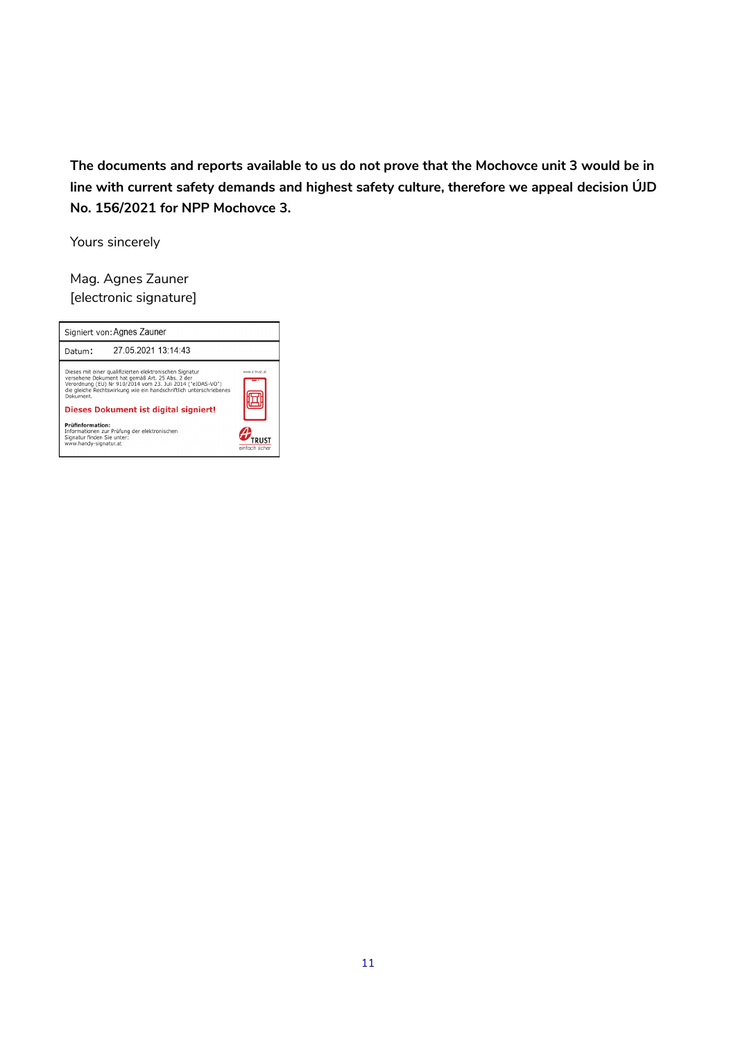**The documents and reports available to us do not prove that the Mochovce unit 3 would be in line with current safety demands and highest safety culture, therefore we appeal decision ÚJD No. 156/2021 for NPP Mochovce 3.**

Yours sincerely

Mag. Agnes Zauner
[electronic signature]

| | |
|---|---|
| Signiert von: | Agnes Zauner |
| Datum: | 27.05.2021 13:14:43 |

Dieses mit einer qualifizierten elektronischen Signatur versehene Dokument hat gemäß Art. 25 Abs. 2 der Verordnung (EU) Nr 910/2014 vom 23. Juli 2014 ("eIDAS-VO") die gleiche Rechtswirkung wie ein handschriftlich unterschriebenes Dokument.

**Dieses Dokument ist digital signiert!**

**Prüfinformation:**
Informationen zur Prüfung der elektronischen Signatur finden Sie unter:
www.handy-signatur.at

www.a-trust.at

A-TRUST einfach sicher